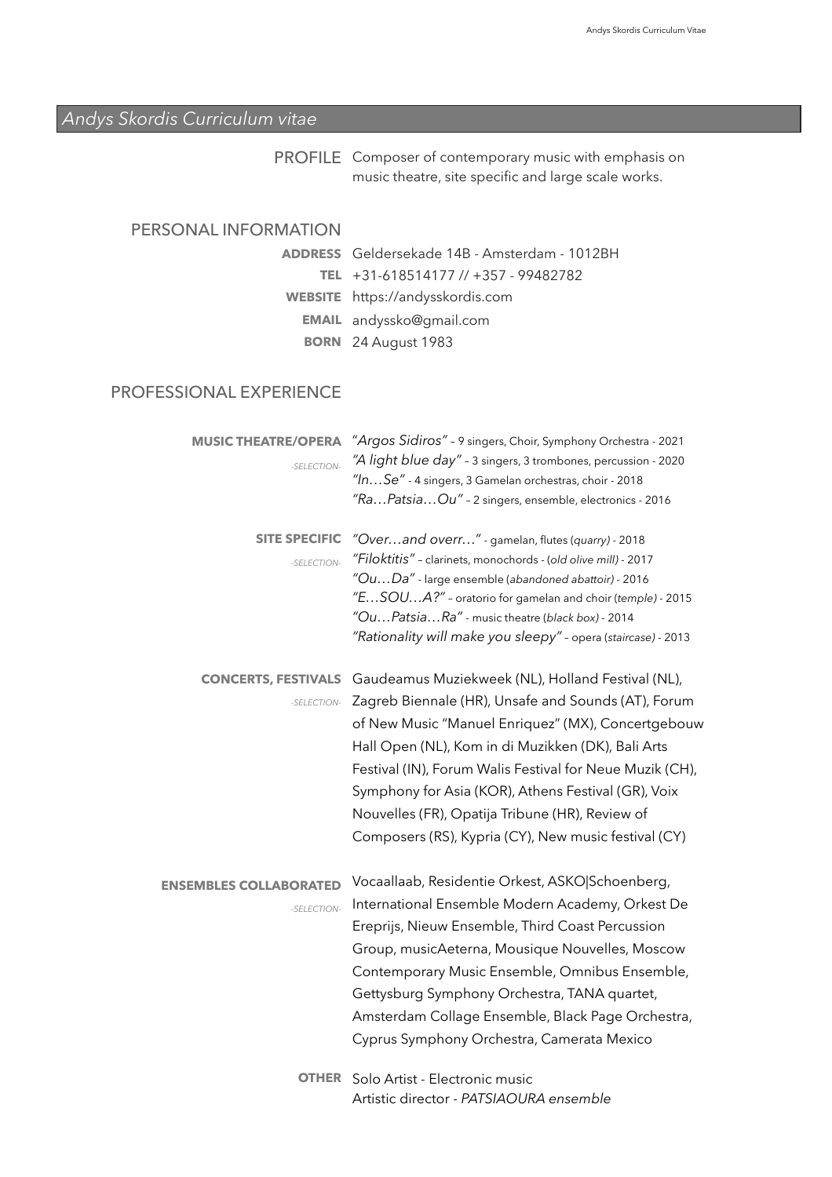# *Andys Skordis Curriculum vitae*

**PROFILE** Composer of contemporary music with emphasis on music theatre, site specific and large scale works.

## PERSONAL INFORMATION

**ADDRESS** Geldersekade 14B - Amsterdam - 1012BH
**TEL** +31-618514177 // +357 - 99482782
**WEBSITE** https://andysskordis.com
**EMAIL** andyssko@gmail.com
**BORN** 24 August 1983

## PROFESSIONAL EXPERIENCE

**MUSIC THEATRE/OPERA** *-SELECTION-*

"*Argos Sidiros*" – 9 singers, Choir, Symphony Orchestra - 2021
*"A light blue day"* – 3 singers, 3 trombones, percussion - 2020
*"In…Se"* - 4 singers, 3 Gamelan orchestras, choir - 2018
*"Ra…Patsia…Ou"* – 2 singers, ensemble, electronics - 2016

**SITE SPECIFIC** *-SELECTION-*

*"Over…and overr…"* - gamelan, flutes (*quarry*) - 2018
*"Filoktitis"* – clarinets, monochords - (*old olive mill*) - 2017
*"Ou…Da"* - large ensemble (*abandoned abattoir*) - 2016
*"E…SOU…A?"* – oratorio for gamelan and choir (*temple*) - 2015
*"Ou…Patsia…Ra"* - music theatre (*black box*) - 2014
*"Rationality will make you sleepy"* – opera (*staircase*) - 2013

**CONCERTS, FESTIVALS** *-SELECTION-*

Gaudeamus Muziekweek (NL), Holland Festival (NL), Zagreb Biennale (HR), Unsafe and Sounds (AT), Forum of New Music "Manuel Enriquez" (MX), Concertgebouw Hall Open (NL), Kom in di Muzikken (DK), Bali Arts Festival (IN), Forum Walis Festival for Neue Muzik (CH), Symphony for Asia (KOR), Athens Festival (GR), Voix Nouvelles (FR), Opatija Tribune (HR), Review of Composers (RS), Kypria (CY), New music festival (CY)

**ENSEMBLES COLLABORATED** *-SELECTION-*

Vocaallaab, Residentie Orkest, ASKO|Schoenberg, International Ensemble Modern Academy, Orkest De Ereprijs, Nieuw Ensemble, Third Coast Percussion Group, musicAeterna, Mousique Nouvelles, Moscow Contemporary Music Ensemble, Omnibus Ensemble, Gettysburg Symphony Orchestra, TANA quartet, Amsterdam Collage Ensemble, Black Page Orchestra, Cyprus Symphony Orchestra, Camerata Mexico

**OTHER**

Solo Artist - Electronic music
Artistic director - *PATSIAOURA ensemble*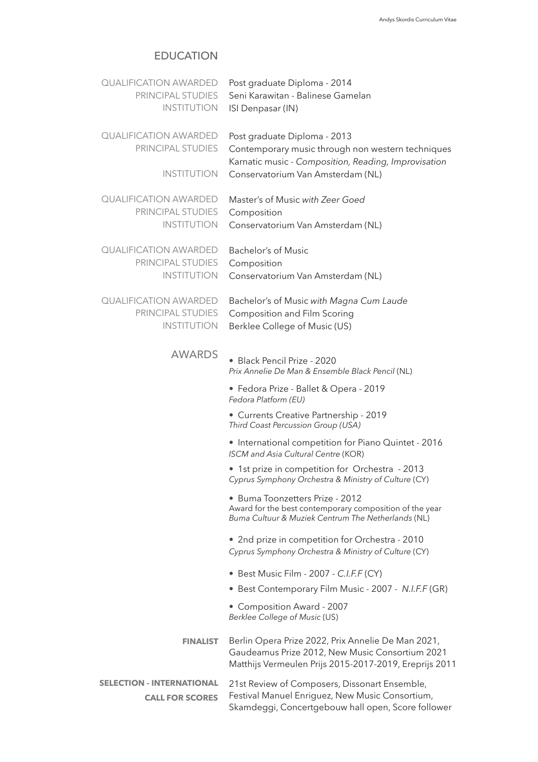## EDUCATION

| | |
|---|---|
| QUALIFICATION AWARDED | Post graduate Diploma - 2014 |
| PRINCIPAL STUDIES | Seni Karawitan - Balinese Gamelan |
| INSTITUTION | ISI Denpasar (IN) |

| | |
|---|---|
| QUALIFICATION AWARDED | Post graduate Diploma - 2013 |
| PRINCIPAL STUDIES | Contemporary music through non western techniques<br>Karnatic music - *Composition, Reading, Improvisation* |
| INSTITUTION | Conservatorium Van Amsterdam (NL) |

| | |
|---|---|
| QUALIFICATION AWARDED | Master's of Music *with Zeer Goed* |
| PRINCIPAL STUDIES | Composition |
| INSTITUTION | Conservatorium Van Amsterdam (NL) |

| | |
|---|---|
| QUALIFICATION AWARDED | Bachelor's of Music |
| PRINCIPAL STUDIES | Composition |
| INSTITUTION | Conservatorium Van Amsterdam (NL) |

| | |
|---|---|
| QUALIFICATION AWARDED | Bachelor's of Music *with Magna Cum Laude* |
| PRINCIPAL STUDIES | Composition and Film Scoring |
| INSTITUTION | Berklee College of Music (US) |

## AWARDS

- Black Pencil Prize - 2020
  *Prix Annelie De Man & Ensemble Black Pencil* (NL)
- Fedora Prize - Ballet & Opera - 2019
  *Fedora Platform (EU)*
- Currents Creative Partnership - 2019
  *Third Coast Percussion Group (USA)*
- International competition for Piano Quintet - 2016
  *ISCM and Asia Cultural Centre* (KOR)
- 1st prize in competition for Orchestra - 2013
  *Cyprus Symphony Orchestra & Ministry of Culture* (CY)
- Buma Toonzetters Prize - 2012
  Award for the best contemporary composition of the year
  *Buma Cultuur & Muziek Centrum The Netherlands* (NL)
- 2nd prize in competition for Orchestra - 2010
  *Cyprus Symphony Orchestra & Ministry of Culture* (CY)
- Best Music Film - 2007 - *C.I.F.F* (CY)
- Best Contemporary Film Music - 2007 - *N.I.F.F* (GR)
- Composition Award - 2007
  *Berklee College of Music* (US)

**FINALIST**

Berlin Opera Prize 2022, Prix Annelie De Man 2021, Gaudeamus Prize 2012, New Music Consortium 2021 Matthijs Vermeulen Prijs 2015-2017-2019, Ereprijs 2011

**SELECTION - INTERNATIONAL CALL FOR SCORES**

21st Review of Composers, Dissonart Ensemble, Festival Manuel Enriguez, New Music Consortium, Skamdeggi, Concertgebouw hall open, Score follower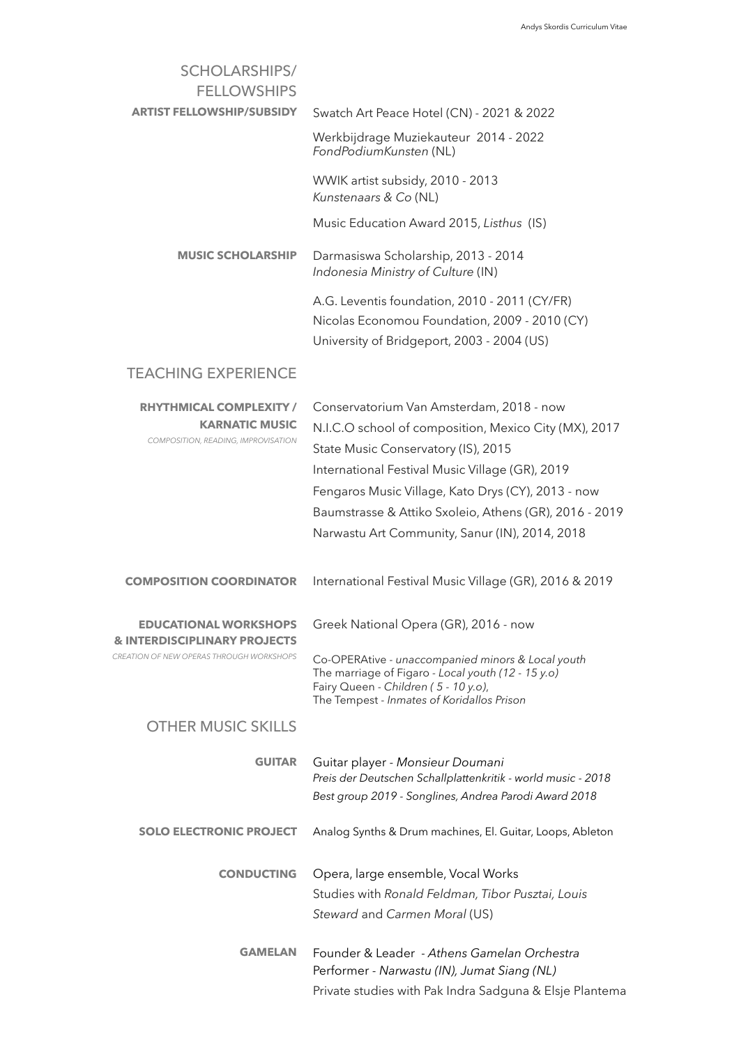## SCHOLARSHIPS/ FELLOWSHIPS

**ARTIST FELLOWSHIP/SUBSIDY**

Swatch Art Peace Hotel (CN) - 2021 & 2022

Werkbijdrage Muziekauteur 2014 - 2022
*FondPodiumKunsten* (NL)

WWIK artist subsidy, 2010 - 2013
*Kunstenaars & Co* (NL)

Music Education Award 2015, *Listhus* (IS)

**MUSIC SCHOLARSHIP**

Darmasiswa Scholarship, 2013 - 2014
*Indonesia Ministry of Culture* (IN)

A.G. Leventis foundation, 2010 - 2011 (CY/FR)
Nicolas Economou Foundation, 2009 - 2010 (CY)
University of Bridgeport, 2003 - 2004 (US)

## TEACHING EXPERIENCE

**RHYTHMICAL COMPLEXITY / KARNATIC MUSIC**
*COMPOSITION, READING, IMPROVISATION*

Conservatorium Van Amsterdam, 2018 - now
N.I.C.O school of composition, Mexico City (MX), 2017
State Music Conservatory (IS), 2015
International Festival Music Village (GR), 2019
Fengaros Music Village, Kato Drys (CY), 2013 - now
Baumstrasse & Attiko Sxoleio, Athens (GR), 2016 - 2019
Narwastu Art Community, Sanur (IN), 2014, 2018

**COMPOSITION COORDINATOR**

International Festival Music Village (GR), 2016 & 2019

**EDUCATIONAL WORKSHOPS & INTERDISCIPLINARY PROJECTS**
*CREATION OF NEW OPERAS THROUGH WORKSHOPS*

Greek National Opera (GR), 2016 - now

Co-OPERAtive - *unaccompanied minors & Local youth*
The marriage of Figaro - *Local youth (12 - 15 y.o)*
Fairy Queen - *Children ( 5 - 10 y.o)*,
The Tempest - *Inmates of Koridallos Prison*

## OTHER MUSIC SKILLS

**GUITAR**

Guitar player - *Monsieur Doumani*
*Preis der Deutschen Schallplattenkritik - world music - 2018*
*Best group 2019 - Songlines, Andrea Parodi Award 2018*

**SOLO ELECTRONIC PROJECT**

Analog Synths & Drum machines, El. Guitar, Loops, Ableton

**CONDUCTING**

Opera, large ensemble, Vocal Works
Studies with *Ronald Feldman, Tibor Pusztai, Louis Steward* and *Carmen Moral* (US)

**GAMELAN**

Founder & Leader - *Athens Gamelan Orchestra*
Performer - *Narwastu (IN), Jumat Siang (NL)*
Private studies with Pak Indra Sadguna & Elsje Plantema